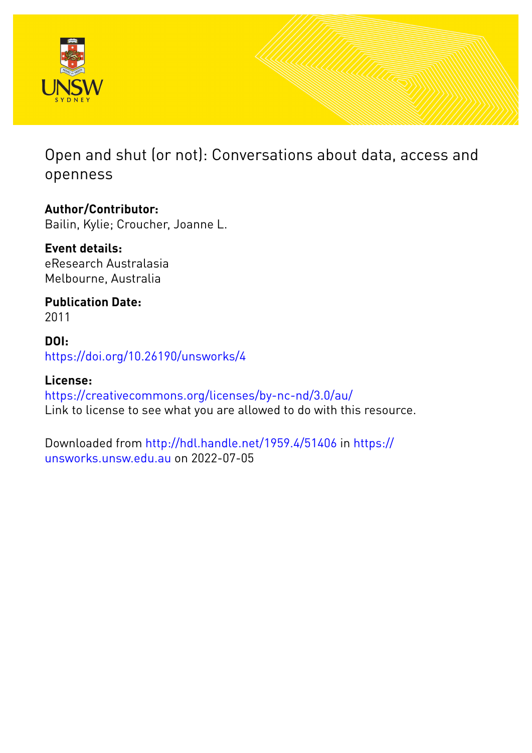# Open and shut (or not): Conversations about data, access and openness

**Author/Contributor:**
Bailin, Kylie; Croucher, Joanne L.

**Event details:**
eResearch Australasia
Melbourne, Australia

**Publication Date:**
2011

**DOI:**
https://doi.org/10.26190/unsworks/4

**License:**
https://creativecommons.org/licenses/by-nc-nd/3.0/au/
Link to license to see what you are allowed to do with this resource.

Downloaded from http://hdl.handle.net/1959.4/51406 in https://unsworks.unsw.edu.au on 2022-07-05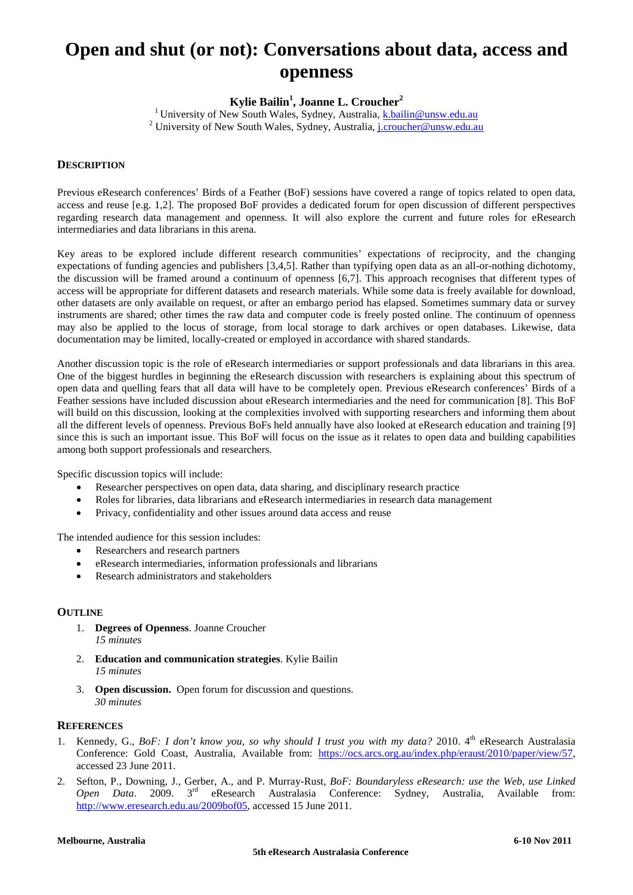# Open and shut (or not): Conversations about data, access and openness

**Kylie Bailin[1], Joanne L. Croucher[2]**

[1] University of New South Wales, Sydney, Australia, k.bailin@unsw.edu.au
[2] University of New South Wales, Sydney, Australia, j.croucher@unsw.edu.au

## DESCRIPTION

Previous eResearch conferences' Birds of a Feather (BoF) sessions have covered a range of topics related to open data, access and reuse [e.g. 1,2]. The proposed BoF provides a dedicated forum for open discussion of different perspectives regarding research data management and openness. It will also explore the current and future roles for eResearch intermediaries and data librarians in this arena.

Key areas to be explored include different research communities' expectations of reciprocity, and the changing expectations of funding agencies and publishers [3,4,5]. Rather than typifying open data as an all-or-nothing dichotomy, the discussion will be framed around a continuum of openness [6,7]. This approach recognises that different types of access will be appropriate for different datasets and research materials. While some data is freely available for download, other datasets are only available on request, or after an embargo period has elapsed. Sometimes summary data or survey instruments are shared; other times the raw data and computer code is freely posted online. The continuum of openness may also be applied to the locus of storage, from local storage to dark archives or open databases. Likewise, data documentation may be limited, locally-created or employed in accordance with shared standards.

Another discussion topic is the role of eResearch intermediaries or support professionals and data librarians in this area. One of the biggest hurdles in beginning the eResearch discussion with researchers is explaining about this spectrum of open data and quelling fears that all data will have to be completely open. Previous eResearch conferences' Birds of a Feather sessions have included discussion about eResearch intermediaries and the need for communication [8]. This BoF will build on this discussion, looking at the complexities involved with supporting researchers and informing them about all the different levels of openness. Previous BoFs held annually have also looked at eResearch education and training [9] since this is such an important issue. This BoF will focus on the issue as it relates to open data and building capabilities among both support professionals and researchers.

Specific discussion topics will include:

- Researcher perspectives on open data, data sharing, and disciplinary research practice
- Roles for libraries, data librarians and eResearch intermediaries in research data management
- Privacy, confidentiality and other issues around data access and reuse

The intended audience for this session includes:

- Researchers and research partners
- eResearch intermediaries, information professionals and librarians
- Research administrators and stakeholders

## OUTLINE

1. **Degrees of Openness**. Joanne Croucher
   *15 minutes*
2. **Education and communication strategies**. Kylie Bailin
   *15 minutes*
3. **Open discussion.** Open forum for discussion and questions.
   *30 minutes*

## REFERENCES

1. Kennedy, G., *BoF: I don't know you, so why should I trust you with my data?* 2010. 4th eResearch Australasia Conference: Gold Coast, Australia, Available from: https://ocs.arcs.org.au/index.php/eraust/2010/paper/view/57, accessed 23 June 2011.
2. Sefton, P., Downing, J., Gerber, A., and P. Murray-Rust, *BoF: Boundaryless eResearch: use the Web, use Linked Open Data*. 2009. 3rd eResearch Australasia Conference: Sydney, Australia, Available from: http://www.eresearch.edu.au/2009bof05, accessed 15 June 2011.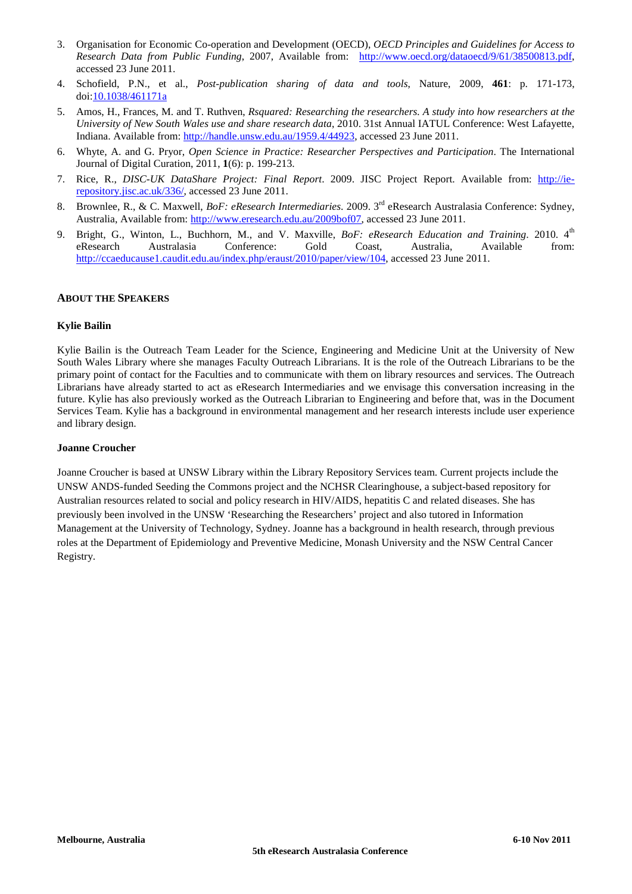3. Organisation for Economic Co-operation and Development (OECD), *OECD Principles and Guidelines for Access to Research Data from Public Funding*, 2007, Available from: http://www.oecd.org/dataoecd/9/61/38500813.pdf, accessed 23 June 2011.
4. Schofield, P.N., et al., *Post-publication sharing of data and tools*, Nature, 2009, **461**: p. 171-173, doi:10.1038/461171a
5. Amos, H., Frances, M. and T. Ruthven, *Rsquared: Researching the researchers. A study into how researchers at the University of New South Wales use and share research data*, 2010. 31st Annual IATUL Conference: West Lafayette, Indiana. Available from: http://handle.unsw.edu.au/1959.4/44923, accessed 23 June 2011.
6. Whyte, A. and G. Pryor, *Open Science in Practice: Researcher Perspectives and Participation*. The International Journal of Digital Curation, 2011, **1**(6): p. 199-213.
7. Rice, R., *DISC-UK DataShare Project: Final Report*. 2009. JISC Project Report. Available from: http://ie-repository.jisc.ac.uk/336/, accessed 23 June 2011.
8. Brownlee, R., & C. Maxwell, *BoF: eResearch Intermediaries.* 2009. 3rd eResearch Australasia Conference: Sydney, Australia, Available from: http://www.eresearch.edu.au/2009bof07, accessed 23 June 2011.
9. Bright, G., Winton, L., Buchhorn, M., and V. Maxville, *BoF: eResearch Education and Training*. 2010. 4th eResearch Australasia Conference: Gold Coast, Australia, Available from: http://ccaeducause1.caudit.edu.au/index.php/eraust/2010/paper/view/104, accessed 23 June 2011.

## ABOUT THE SPEAKERS

### Kylie Bailin

Kylie Bailin is the Outreach Team Leader for the Science, Engineering and Medicine Unit at the University of New South Wales Library where she manages Faculty Outreach Librarians. It is the role of the Outreach Librarians to be the primary point of contact for the Faculties and to communicate with them on library resources and services. The Outreach Librarians have already started to act as eResearch Intermediaries and we envisage this conversation increasing in the future. Kylie has also previously worked as the Outreach Librarian to Engineering and before that, was in the Document Services Team. Kylie has a background in environmental management and her research interests include user experience and library design.

### Joanne Croucher

Joanne Croucher is based at UNSW Library within the Library Repository Services team. Current projects include the UNSW ANDS-funded Seeding the Commons project and the NCHSR Clearinghouse, a subject-based repository for Australian resources related to social and policy research in HIV/AIDS, hepatitis C and related diseases. She has previously been involved in the UNSW 'Researching the Researchers' project and also tutored in Information Management at the University of Technology, Sydney. Joanne has a background in health research, through previous roles at the Department of Epidemiology and Preventive Medicine, Monash University and the NSW Central Cancer Registry.